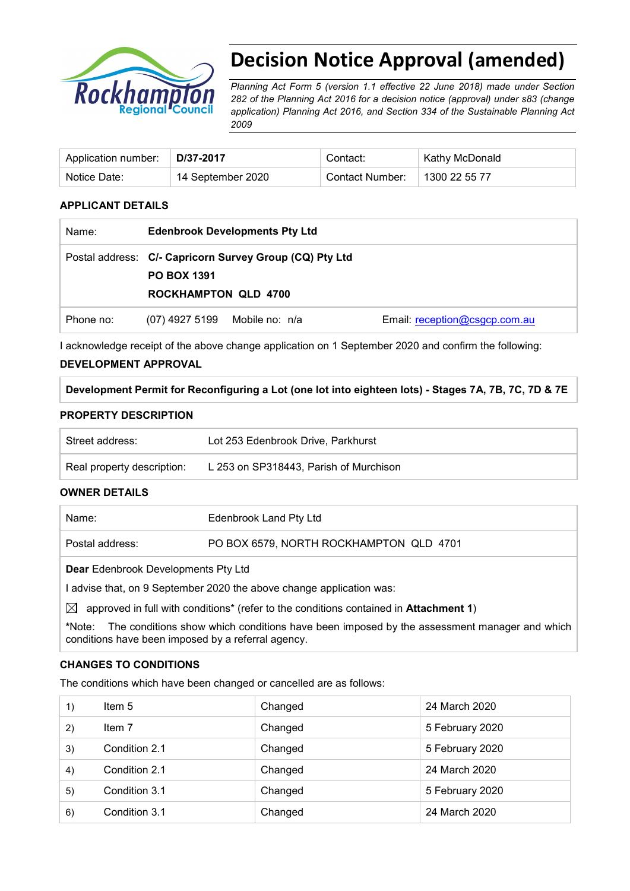# Decision Notice Approval (amended)

*Planning Act Form 5 (version 1.1 effective 22 June 2018) made under Section 282 of the Planning Act 2016 for a decision notice (approval) under s83 (change application) Planning Act 2016, and Section 334 of the Sustainable Planning Act 2009*

| Application number: | **D/37-2017** | Contact: | Kathy McDonald |
|---|---|---|---|
| Notice Date: | 14 September 2020 | Contact Number: | 1300 22 55 77 |

## APPLICANT DETAILS

| Name: | **Edenbrook Developments Pty Ltd** | |
|---|---|---|
| Postal address: | **C/- Capricorn Survey Group (CQ) Pty Ltd**<br>**PO BOX 1391**<br>**ROCKHAMPTON QLD 4700** | |
| Phone no: | (07) 4927 5199  Mobile no: n/a | Email: reception@csgcp.com.au |

I acknowledge receipt of the above change application on 1 September 2020 and confirm the following:

## DEVELOPMENT APPROVAL

**Development Permit for Reconfiguring a Lot (one lot into eighteen lots) - Stages 7A, 7B, 7C, 7D & 7E**

## PROPERTY DESCRIPTION

| Street address: | Lot 253 Edenbrook Drive, Parkhurst |
|---|---|
| Real property description: | L 253 on SP318443, Parish of Murchison |

## OWNER DETAILS

| Name: | Edenbrook Land Pty Ltd |
|---|---|
| Postal address: | PO BOX 6579, NORTH ROCKHAMPTON QLD 4701 |

**Dear** Edenbrook Developments Pty Ltd

I advise that, on 9 September 2020 the above change application was:

☒ approved in full with conditions* (refer to the conditions contained in **Attachment 1**)

*Note: The conditions show which conditions have been imposed by the assessment manager and which conditions have been imposed by a referral agency.

## CHANGES TO CONDITIONS

The conditions which have been changed or cancelled are as follows:

| | | | |
|---|---|---|---|
| 1) | Item 5 | Changed | 24 March 2020 |
| 2) | Item 7 | Changed | 5 February 2020 |
| 3) | Condition 2.1 | Changed | 5 February 2020 |
| 4) | Condition 2.1 | Changed | 24 March 2020 |
| 5) | Condition 3.1 | Changed | 5 February 2020 |
| 6) | Condition 3.1 | Changed | 24 March 2020 |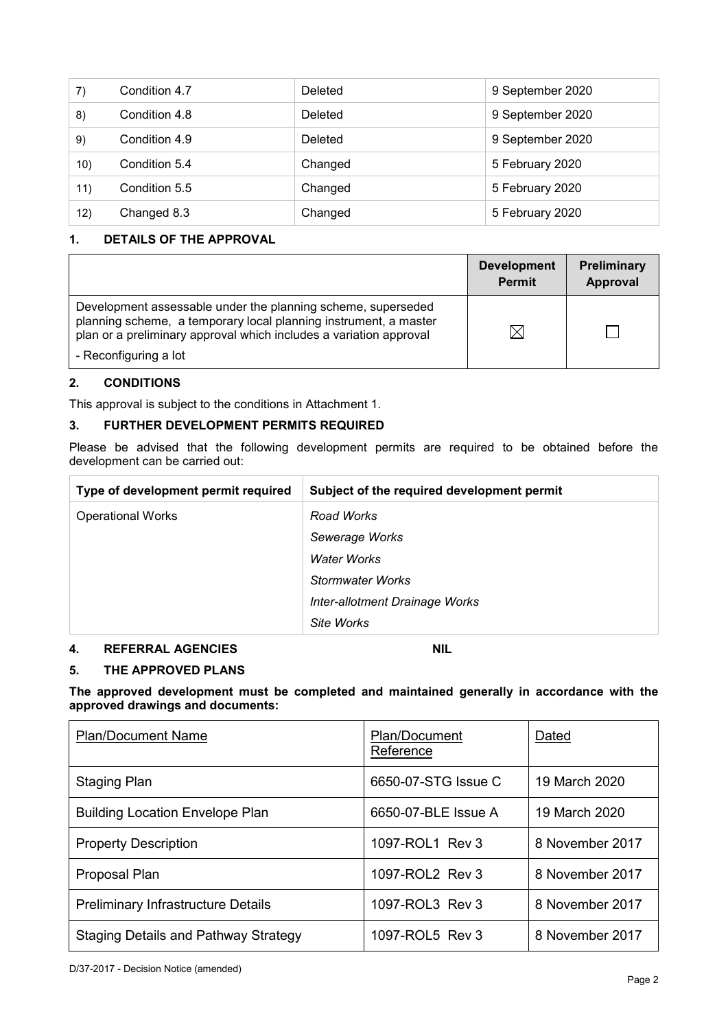| | | | |
|---|---|---|---|
| 7) | Condition 4.7 | Deleted | 9 September 2020 |
| 8) | Condition 4.8 | Deleted | 9 September 2020 |
| 9) | Condition 4.9 | Deleted | 9 September 2020 |
| 10) | Condition 5.4 | Changed | 5 February 2020 |
| 11) | Condition 5.5 | Changed | 5 February 2020 |
| 12) | Changed 8.3 | Changed | 5 February 2020 |

## 1. DETAILS OF THE APPROVAL

| | Development Permit | Preliminary Approval |
|---|---|---|
| Development assessable under the planning scheme, superseded planning scheme, a temporary local planning instrument, a master plan or a preliminary approval which includes a variation approval<br>- Reconfiguring a lot | ☒ | ☐ |

## 2. CONDITIONS

This approval is subject to the conditions in Attachment 1.

## 3. FURTHER DEVELOPMENT PERMITS REQUIRED

Please be advised that the following development permits are required to be obtained before the development can be carried out:

| Type of development permit required | Subject of the required development permit |
|---|---|
| Operational Works | *Road Works*<br>*Sewerage Works*<br>*Water Works*<br>*Stormwater Works*<br>*Inter-allotment Drainage Works*<br>*Site Works* |

## 4. REFERRAL AGENCIES NIL

## 5. THE APPROVED PLANS

**The approved development must be completed and maintained generally in accordance with the approved drawings and documents:**

| Plan/Document Name | Plan/Document Reference | Dated |
|---|---|---|
| Staging Plan | 6650-07-STG Issue C | 19 March 2020 |
| Building Location Envelope Plan | 6650-07-BLE Issue A | 19 March 2020 |
| Property Description | 1097-ROL1 Rev 3 | 8 November 2017 |
| Proposal Plan | 1097-ROL2 Rev 3 | 8 November 2017 |
| Preliminary Infrastructure Details | 1097-ROL3 Rev 3 | 8 November 2017 |
| Staging Details and Pathway Strategy | 1097-ROL5 Rev 3 | 8 November 2017 |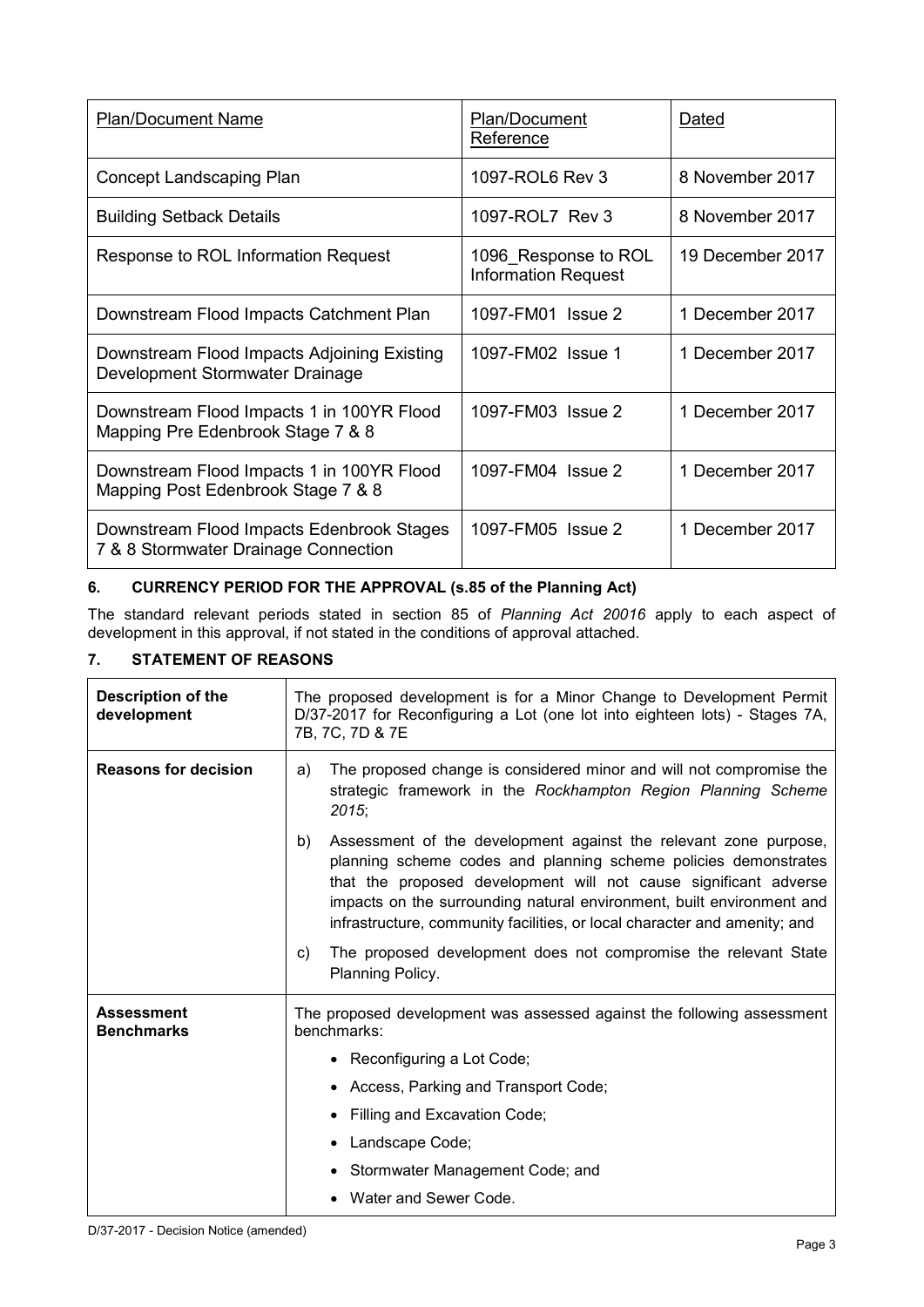| Plan/Document Name | Plan/Document Reference | Dated |
|---|---|---|
| Concept Landscaping Plan | 1097-ROL6 Rev 3 | 8 November 2017 |
| Building Setback Details | 1097-ROL7 Rev 3 | 8 November 2017 |
| Response to ROL Information Request | 1096_Response to ROL Information Request | 19 December 2017 |
| Downstream Flood Impacts Catchment Plan | 1097-FM01 Issue 2 | 1 December 2017 |
| Downstream Flood Impacts Adjoining Existing Development Stormwater Drainage | 1097-FM02 Issue 1 | 1 December 2017 |
| Downstream Flood Impacts 1 in 100YR Flood Mapping Pre Edenbrook Stage 7 & 8 | 1097-FM03 Issue 2 | 1 December 2017 |
| Downstream Flood Impacts 1 in 100YR Flood Mapping Post Edenbrook Stage 7 & 8 | 1097-FM04 Issue 2 | 1 December 2017 |
| Downstream Flood Impacts Edenbrook Stages 7 & 8 Stormwater Drainage Connection | 1097-FM05 Issue 2 | 1 December 2017 |

## 6. CURRENCY PERIOD FOR THE APPROVAL (s.85 of the Planning Act)

The standard relevant periods stated in section 85 of *Planning Act 20016* apply to each aspect of development in this approval, if not stated in the conditions of approval attached.

## 7. STATEMENT OF REASONS

| | |
|---|---|
| **Description of the development** | The proposed development is for a Minor Change to Development Permit D/37-2017 for Reconfiguring a Lot (one lot into eighteen lots) - Stages 7A, 7B, 7C, 7D & 7E |
| **Reasons for decision** | a) The proposed change is considered minor and will not compromise the strategic framework in the *Rockhampton Region Planning Scheme 2015*;<br><br>b) Assessment of the development against the relevant zone purpose, planning scheme codes and planning scheme policies demonstrates that the proposed development will not cause significant adverse impacts on the surrounding natural environment, built environment and infrastructure, community facilities, or local character and amenity; and<br><br>c) The proposed development does not compromise the relevant State Planning Policy. |
| **Assessment Benchmarks** | The proposed development was assessed against the following assessment benchmarks:<br>• Reconfiguring a Lot Code;<br>• Access, Parking and Transport Code;<br>• Filling and Excavation Code;<br>• Landscape Code;<br>• Stormwater Management Code; and<br>• Water and Sewer Code. |

D/37-2017 - Decision Notice (amended)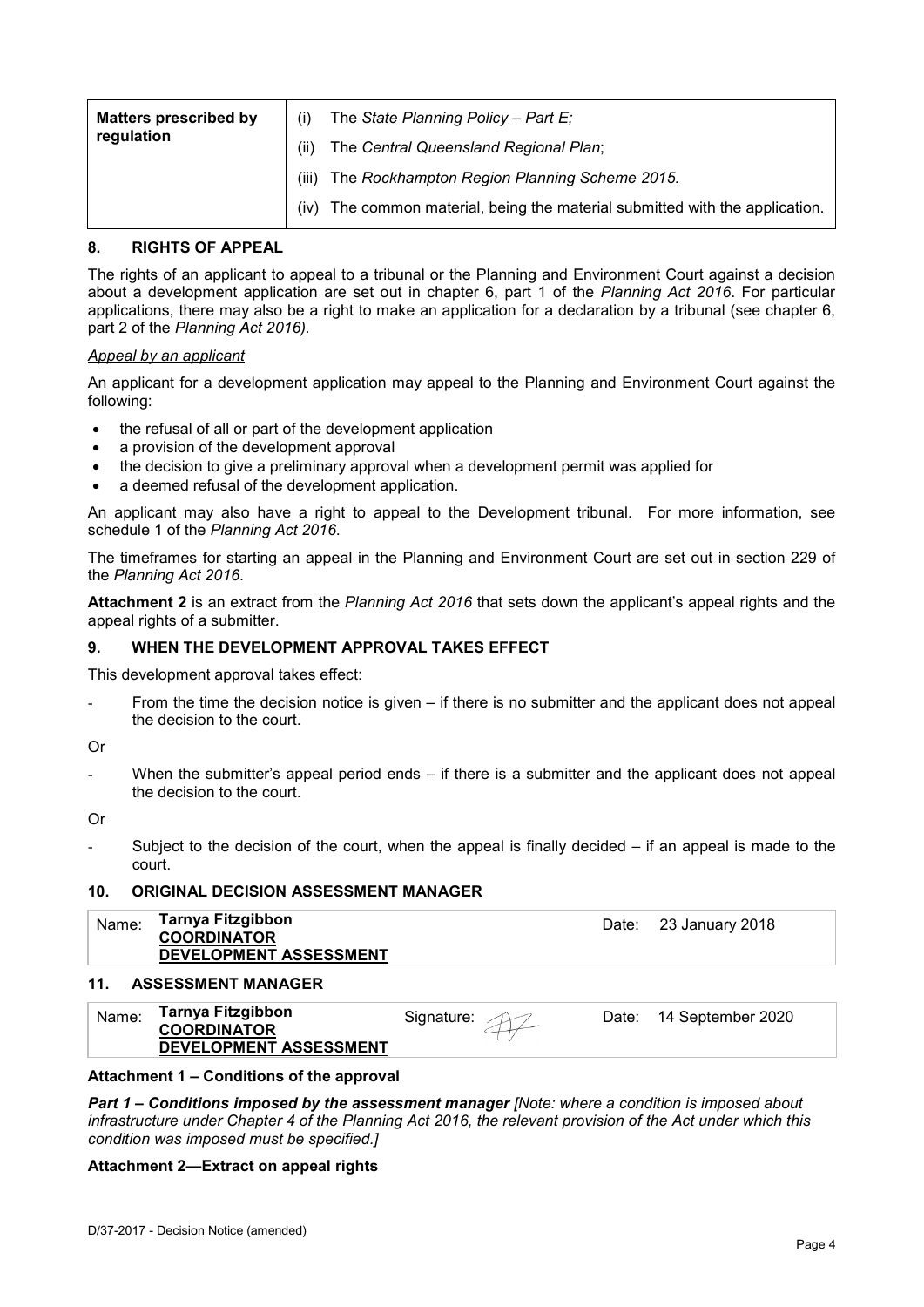| Matters prescribed by regulation | (i) The *State Planning Policy – Part E;* |
|---|---|
| | (ii) The *Central Queensland Regional Plan*; |
| | (iii) The *Rockhampton Region Planning Scheme 2015.* |
| | (iv) The common material, being the material submitted with the application. |

## 8. RIGHTS OF APPEAL

The rights of an applicant to appeal to a tribunal or the Planning and Environment Court against a decision about a development application are set out in chapter 6, part 1 of the *Planning Act 2016*. For particular applications, there may also be a right to make an application for a declaration by a tribunal (see chapter 6, part 2 of the *Planning Act 2016).*

*Appeal by an applicant*

An applicant for a development application may appeal to the Planning and Environment Court against the following:

- the refusal of all or part of the development application
- a provision of the development approval
- the decision to give a preliminary approval when a development permit was applied for
- a deemed refusal of the development application.

An applicant may also have a right to appeal to the Development tribunal. For more information, see schedule 1 of the *Planning Act 2016*.

The timeframes for starting an appeal in the Planning and Environment Court are set out in section 229 of the *Planning Act 2016*.

**Attachment 2** is an extract from the *Planning Act 2016* that sets down the applicant's appeal rights and the appeal rights of a submitter.

## 9. WHEN THE DEVELOPMENT APPROVAL TAKES EFFECT

This development approval takes effect:

- From the time the decision notice is given – if there is no submitter and the applicant does not appeal the decision to the court.

Or

- When the submitter's appeal period ends – if there is a submitter and the applicant does not appeal the decision to the court.

Or

- Subject to the decision of the court, when the appeal is finally decided – if an appeal is made to the court.

## 10. ORIGINAL DECISION ASSESSMENT MANAGER

| Name: | **Tarnya Fitzgibbon** **COORDINATOR** **DEVELOPMENT ASSESSMENT** | Date: | 23 January 2018 |
|---|---|---|---|

## 11. ASSESSMENT MANAGER

| Name: | **Tarnya Fitzgibbon** **COORDINATOR** **DEVELOPMENT ASSESSMENT** | Signature: | | Date: | 14 September 2020 |
|---|---|---|---|---|---|

**Attachment 1 – Conditions of the approval**

***Part 1 – Conditions imposed by the assessment manager*** *[Note: where a condition is imposed about infrastructure under Chapter 4 of the Planning Act 2016, the relevant provision of the Act under which this condition was imposed must be specified.]*

**Attachment 2—Extract on appeal rights**

D/37-2017 - Decision Notice (amended)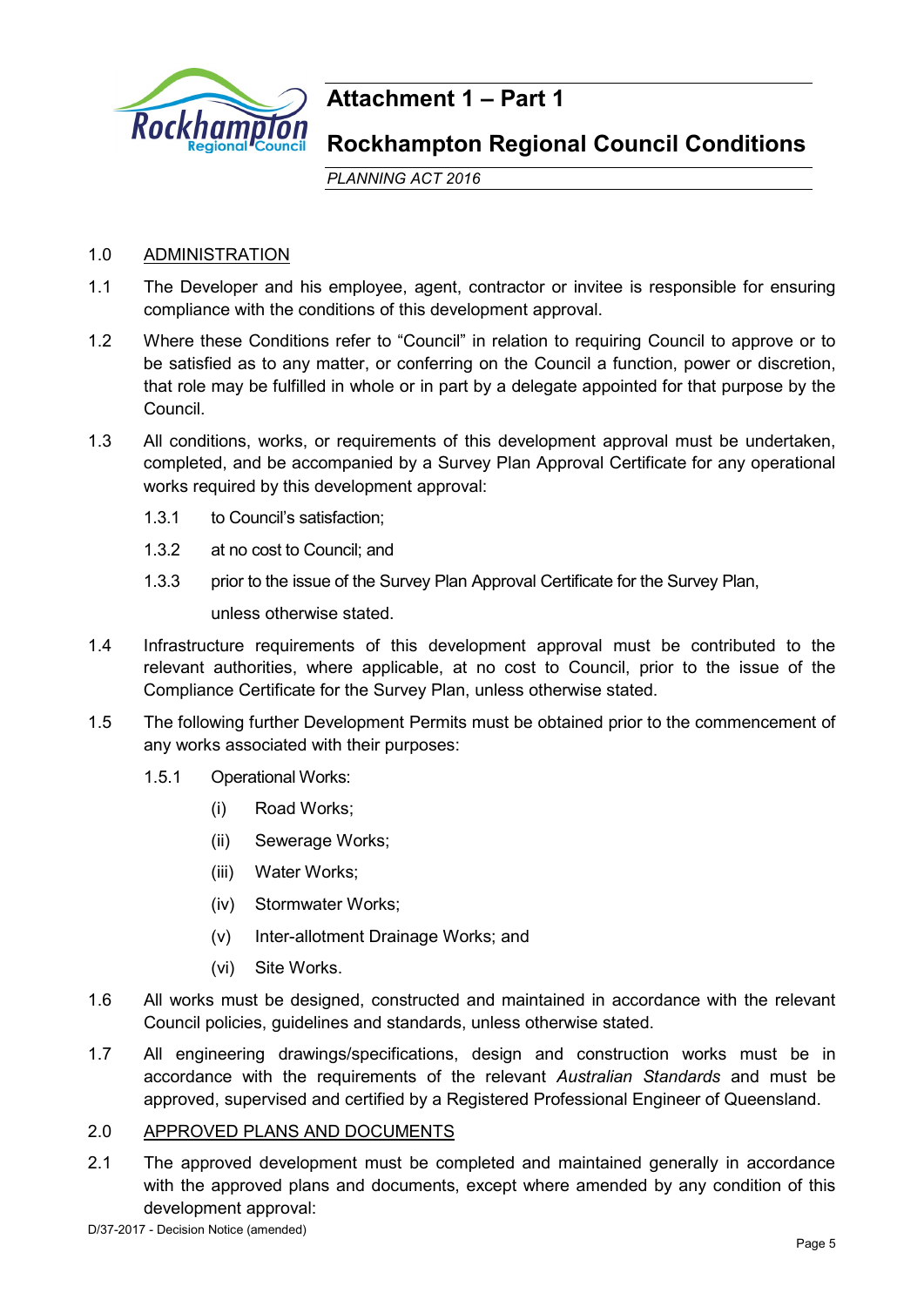# Attachment 1 – Part 1

## Rockhampton Regional Council Conditions

*PLANNING ACT 2016*

1.0 ADMINISTRATION

1.1 The Developer and his employee, agent, contractor or invitee is responsible for ensuring compliance with the conditions of this development approval.

1.2 Where these Conditions refer to "Council" in relation to requiring Council to approve or to be satisfied as to any matter, or conferring on the Council a function, power or discretion, that role may be fulfilled in whole or in part by a delegate appointed for that purpose by the Council.

1.3 All conditions, works, or requirements of this development approval must be undertaken, completed, and be accompanied by a Survey Plan Approval Certificate for any operational works required by this development approval:

- 1.3.1 to Council's satisfaction;
- 1.3.2 at no cost to Council; and
- 1.3.3 prior to the issue of the Survey Plan Approval Certificate for the Survey Plan,

  unless otherwise stated.

1.4 Infrastructure requirements of this development approval must be contributed to the relevant authorities, where applicable, at no cost to Council, prior to the issue of the Compliance Certificate for the Survey Plan, unless otherwise stated.

1.5 The following further Development Permits must be obtained prior to the commencement of any works associated with their purposes:

- 1.5.1 Operational Works:
  - (i) Road Works;
  - (ii) Sewerage Works;
  - (iii) Water Works;
  - (iv) Stormwater Works;
  - (v) Inter-allotment Drainage Works; and
  - (vi) Site Works.

1.6 All works must be designed, constructed and maintained in accordance with the relevant Council policies, guidelines and standards, unless otherwise stated.

1.7 All engineering drawings/specifications, design and construction works must be in accordance with the requirements of the relevant *Australian Standards* and must be approved, supervised and certified by a Registered Professional Engineer of Queensland.

2.0 APPROVED PLANS AND DOCUMENTS

2.1 The approved development must be completed and maintained generally in accordance with the approved plans and documents, except where amended by any condition of this development approval:

D/37-2017 - Decision Notice (amended)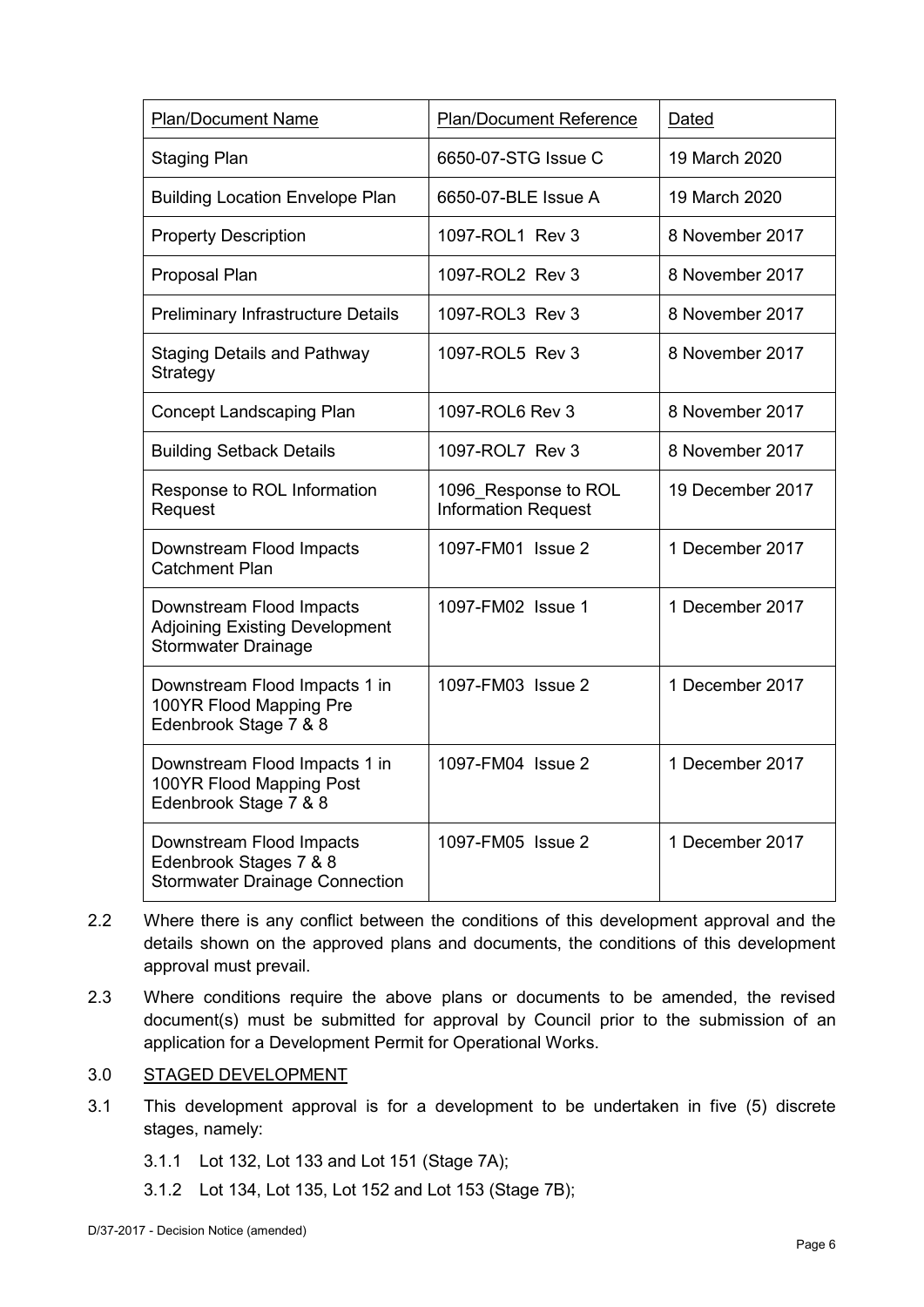| Plan/Document Name | Plan/Document Reference | Dated |
| --- | --- | --- |
| Staging Plan | 6650-07-STG Issue C | 19 March 2020 |
| Building Location Envelope Plan | 6650-07-BLE Issue A | 19 March 2020 |
| Property Description | 1097-ROL1 Rev 3 | 8 November 2017 |
| Proposal Plan | 1097-ROL2 Rev 3 | 8 November 2017 |
| Preliminary Infrastructure Details | 1097-ROL3 Rev 3 | 8 November 2017 |
| Staging Details and Pathway Strategy | 1097-ROL5 Rev 3 | 8 November 2017 |
| Concept Landscaping Plan | 1097-ROL6 Rev 3 | 8 November 2017 |
| Building Setback Details | 1097-ROL7 Rev 3 | 8 November 2017 |
| Response to ROL Information Request | 1096_Response to ROL Information Request | 19 December 2017 |
| Downstream Flood Impacts Catchment Plan | 1097-FM01 Issue 2 | 1 December 2017 |
| Downstream Flood Impacts Adjoining Existing Development Stormwater Drainage | 1097-FM02 Issue 1 | 1 December 2017 |
| Downstream Flood Impacts 1 in 100YR Flood Mapping Pre Edenbrook Stage 7 & 8 | 1097-FM03 Issue 2 | 1 December 2017 |
| Downstream Flood Impacts 1 in 100YR Flood Mapping Post Edenbrook Stage 7 & 8 | 1097-FM04 Issue 2 | 1 December 2017 |
| Downstream Flood Impacts Edenbrook Stages 7 & 8 Stormwater Drainage Connection | 1097-FM05 Issue 2 | 1 December 2017 |

2.2 Where there is any conflict between the conditions of this development approval and the details shown on the approved plans and documents, the conditions of this development approval must prevail.

2.3 Where conditions require the above plans or documents to be amended, the revised document(s) must be submitted for approval by Council prior to the submission of an application for a Development Permit for Operational Works.

3.0 STAGED DEVELOPMENT

3.1 This development approval is for a development to be undertaken in five (5) discrete stages, namely:

3.1.1 Lot 132, Lot 133 and Lot 151 (Stage 7A);

3.1.2 Lot 134, Lot 135, Lot 152 and Lot 153 (Stage 7B);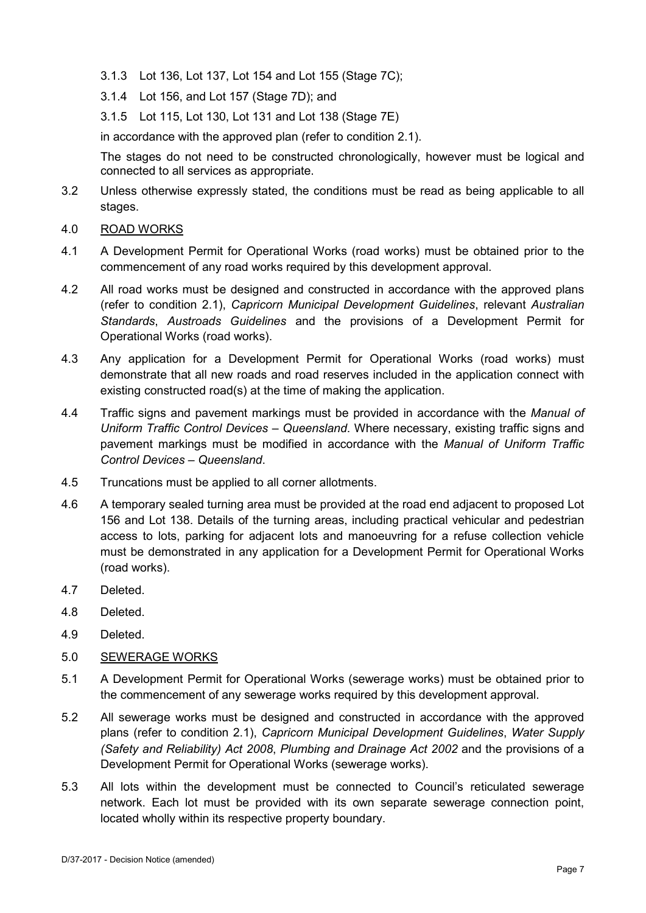3.1.3 Lot 136, Lot 137, Lot 154 and Lot 155 (Stage 7C);

3.1.4 Lot 156, and Lot 157 (Stage 7D); and

3.1.5 Lot 115, Lot 130, Lot 131 and Lot 138 (Stage 7E)

in accordance with the approved plan (refer to condition 2.1).

The stages do not need to be constructed chronologically, however must be logical and connected to all services as appropriate.

3.2 Unless otherwise expressly stated, the conditions must be read as being applicable to all stages.

4.0 <u>ROAD WORKS</u>

4.1 A Development Permit for Operational Works (road works) must be obtained prior to the commencement of any road works required by this development approval.

4.2 All road works must be designed and constructed in accordance with the approved plans (refer to condition 2.1), *Capricorn Municipal Development Guidelines*, relevant *Australian Standards*, *Austroads Guidelines* and the provisions of a Development Permit for Operational Works (road works).

4.3 Any application for a Development Permit for Operational Works (road works) must demonstrate that all new roads and road reserves included in the application connect with existing constructed road(s) at the time of making the application.

4.4 Traffic signs and pavement markings must be provided in accordance with the *Manual of Uniform Traffic Control Devices – Queensland*. Where necessary, existing traffic signs and pavement markings must be modified in accordance with the *Manual of Uniform Traffic Control Devices – Queensland*.

4.5 Truncations must be applied to all corner allotments.

4.6 A temporary sealed turning area must be provided at the road end adjacent to proposed Lot 156 and Lot 138. Details of the turning areas, including practical vehicular and pedestrian access to lots, parking for adjacent lots and manoeuvring for a refuse collection vehicle must be demonstrated in any application for a Development Permit for Operational Works (road works).

4.7 Deleted.

4.8 Deleted.

4.9 Deleted.

5.0 <u>SEWERAGE WORKS</u>

5.1 A Development Permit for Operational Works (sewerage works) must be obtained prior to the commencement of any sewerage works required by this development approval.

5.2 All sewerage works must be designed and constructed in accordance with the approved plans (refer to condition 2.1), *Capricorn Municipal Development Guidelines*, *Water Supply (Safety and Reliability) Act 2008*, *Plumbing and Drainage Act 2002* and the provisions of a Development Permit for Operational Works (sewerage works).

5.3 All lots within the development must be connected to Council's reticulated sewerage network. Each lot must be provided with its own separate sewerage connection point, located wholly within its respective property boundary.

D/37-2017 - Decision Notice (amended)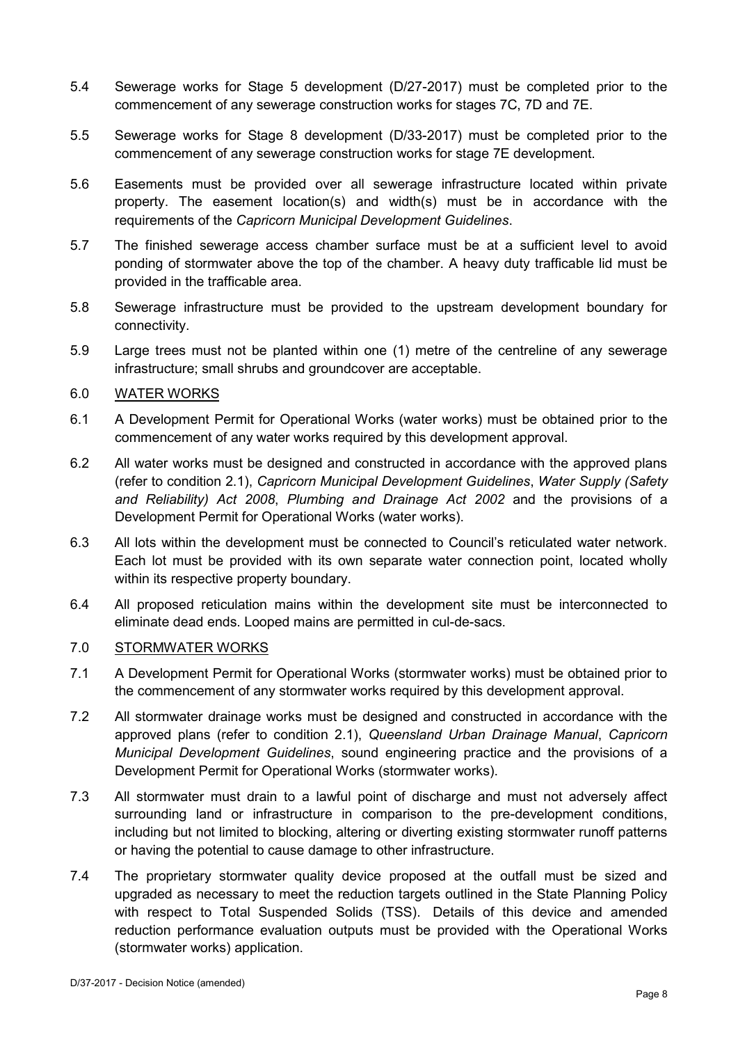5.4 Sewerage works for Stage 5 development (D/27-2017) must be completed prior to the commencement of any sewerage construction works for stages 7C, 7D and 7E.

5.5 Sewerage works for Stage 8 development (D/33-2017) must be completed prior to the commencement of any sewerage construction works for stage 7E development.

5.6 Easements must be provided over all sewerage infrastructure located within private property. The easement location(s) and width(s) must be in accordance with the requirements of the *Capricorn Municipal Development Guidelines*.

5.7 The finished sewerage access chamber surface must be at a sufficient level to avoid ponding of stormwater above the top of the chamber. A heavy duty trafficable lid must be provided in the trafficable area.

5.8 Sewerage infrastructure must be provided to the upstream development boundary for connectivity.

5.9 Large trees must not be planted within one (1) metre of the centreline of any sewerage infrastructure; small shrubs and groundcover are acceptable.

6.0 <u>WATER WORKS</u>

6.1 A Development Permit for Operational Works (water works) must be obtained prior to the commencement of any water works required by this development approval.

6.2 All water works must be designed and constructed in accordance with the approved plans (refer to condition 2.1), *Capricorn Municipal Development Guidelines*, *Water Supply (Safety and Reliability) Act 2008*, *Plumbing and Drainage Act 2002* and the provisions of a Development Permit for Operational Works (water works).

6.3 All lots within the development must be connected to Council's reticulated water network. Each lot must be provided with its own separate water connection point, located wholly within its respective property boundary.

6.4 All proposed reticulation mains within the development site must be interconnected to eliminate dead ends. Looped mains are permitted in cul-de-sacs.

7.0 <u>STORMWATER WORKS</u>

7.1 A Development Permit for Operational Works (stormwater works) must be obtained prior to the commencement of any stormwater works required by this development approval.

7.2 All stormwater drainage works must be designed and constructed in accordance with the approved plans (refer to condition 2.1), *Queensland Urban Drainage Manual*, *Capricorn Municipal Development Guidelines*, sound engineering practice and the provisions of a Development Permit for Operational Works (stormwater works).

7.3 All stormwater must drain to a lawful point of discharge and must not adversely affect surrounding land or infrastructure in comparison to the pre-development conditions, including but not limited to blocking, altering or diverting existing stormwater runoff patterns or having the potential to cause damage to other infrastructure.

7.4 The proprietary stormwater quality device proposed at the outfall must be sized and upgraded as necessary to meet the reduction targets outlined in the State Planning Policy with respect to Total Suspended Solids (TSS). Details of this device and amended reduction performance evaluation outputs must be provided with the Operational Works (stormwater works) application.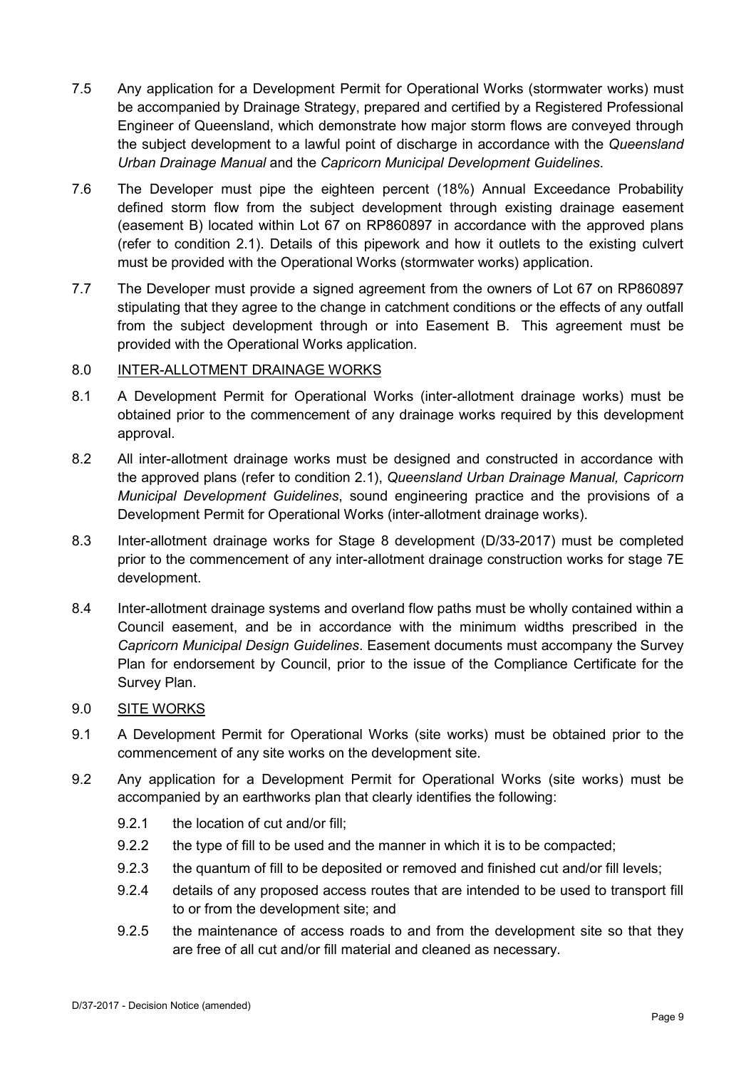7.5 Any application for a Development Permit for Operational Works (stormwater works) must be accompanied by Drainage Strategy, prepared and certified by a Registered Professional Engineer of Queensland, which demonstrate how major storm flows are conveyed through the subject development to a lawful point of discharge in accordance with the *Queensland Urban Drainage Manual* and the *Capricorn Municipal Development Guidelines*.

7.6 The Developer must pipe the eighteen percent (18%) Annual Exceedance Probability defined storm flow from the subject development through existing drainage easement (easement B) located within Lot 67 on RP860897 in accordance with the approved plans (refer to condition 2.1). Details of this pipework and how it outlets to the existing culvert must be provided with the Operational Works (stormwater works) application.

7.7 The Developer must provide a signed agreement from the owners of Lot 67 on RP860897 stipulating that they agree to the change in catchment conditions or the effects of any outfall from the subject development through or into Easement B. This agreement must be provided with the Operational Works application.

## 8.0 INTER-ALLOTMENT DRAINAGE WORKS

8.1 A Development Permit for Operational Works (inter-allotment drainage works) must be obtained prior to the commencement of any drainage works required by this development approval.

8.2 All inter-allotment drainage works must be designed and constructed in accordance with the approved plans (refer to condition 2.1), *Queensland Urban Drainage Manual, Capricorn Municipal Development Guidelines*, sound engineering practice and the provisions of a Development Permit for Operational Works (inter-allotment drainage works).

8.3 Inter-allotment drainage works for Stage 8 development (D/33-2017) must be completed prior to the commencement of any inter-allotment drainage construction works for stage 7E development.

8.4 Inter-allotment drainage systems and overland flow paths must be wholly contained within a Council easement, and be in accordance with the minimum widths prescribed in the *Capricorn Municipal Design Guidelines*. Easement documents must accompany the Survey Plan for endorsement by Council, prior to the issue of the Compliance Certificate for the Survey Plan.

## 9.0 SITE WORKS

9.1 A Development Permit for Operational Works (site works) must be obtained prior to the commencement of any site works on the development site.

9.2 Any application for a Development Permit for Operational Works (site works) must be accompanied by an earthworks plan that clearly identifies the following:

9.2.1 the location of cut and/or fill;

9.2.2 the type of fill to be used and the manner in which it is to be compacted;

9.2.3 the quantum of fill to be deposited or removed and finished cut and/or fill levels;

9.2.4 details of any proposed access routes that are intended to be used to transport fill to or from the development site; and

9.2.5 the maintenance of access roads to and from the development site so that they are free of all cut and/or fill material and cleaned as necessary.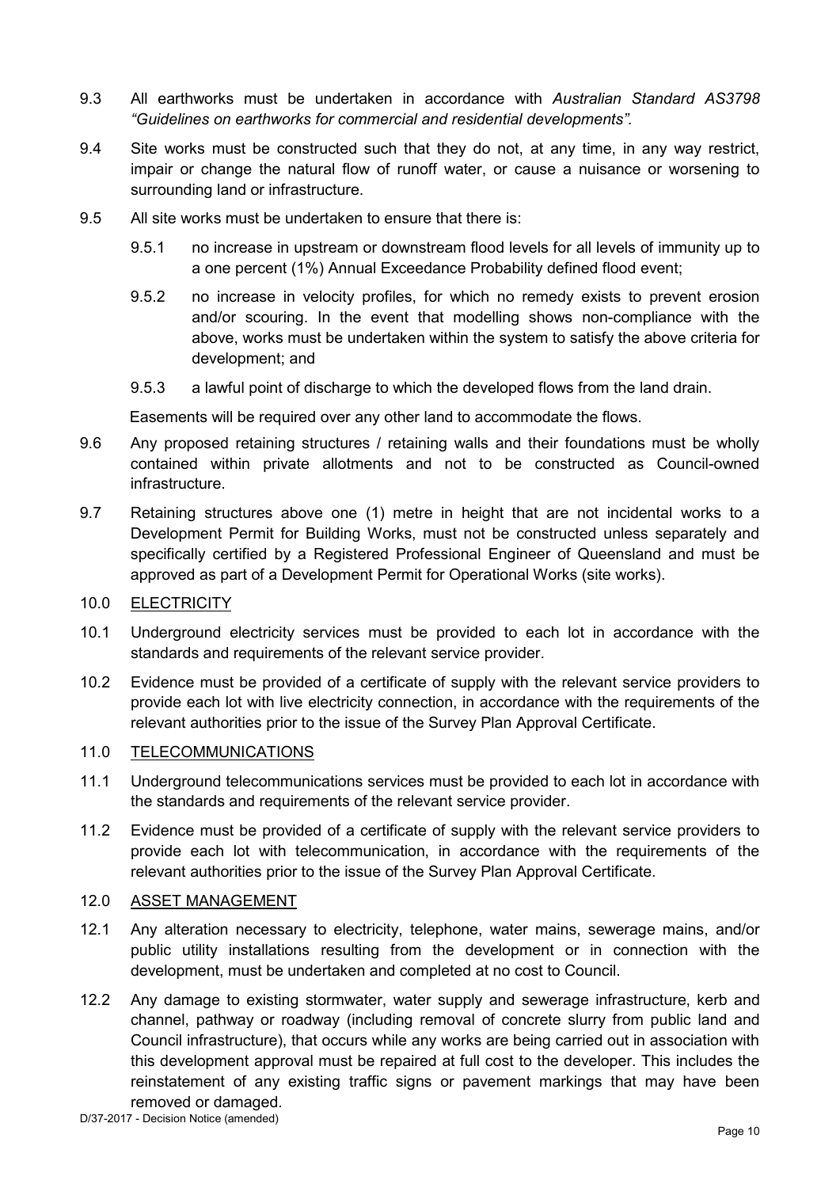9.3 All earthworks must be undertaken in accordance with *Australian Standard AS3798 "Guidelines on earthworks for commercial and residential developments"*.

9.4 Site works must be constructed such that they do not, at any time, in any way restrict, impair or change the natural flow of runoff water, or cause a nuisance or worsening to surrounding land or infrastructure.

9.5 All site works must be undertaken to ensure that there is:

   9.5.1 no increase in upstream or downstream flood levels for all levels of immunity up to a one percent (1%) Annual Exceedance Probability defined flood event;

   9.5.2 no increase in velocity profiles, for which no remedy exists to prevent erosion and/or scouring. In the event that modelling shows non-compliance with the above, works must be undertaken within the system to satisfy the above criteria for development; and

   9.5.3 a lawful point of discharge to which the developed flows from the land drain.

   Easements will be required over any other land to accommodate the flows.

9.6 Any proposed retaining structures / retaining walls and their foundations must be wholly contained within private allotments and not to be constructed as Council-owned infrastructure.

9.7 Retaining structures above one (1) metre in height that are not incidental works to a Development Permit for Building Works, must not be constructed unless separately and specifically certified by a Registered Professional Engineer of Queensland and must be approved as part of a Development Permit for Operational Works (site works).

10.0 <u>ELECTRICITY</u>

10.1 Underground electricity services must be provided to each lot in accordance with the standards and requirements of the relevant service provider.

10.2 Evidence must be provided of a certificate of supply with the relevant service providers to provide each lot with live electricity connection, in accordance with the requirements of the relevant authorities prior to the issue of the Survey Plan Approval Certificate.

11.0 <u>TELECOMMUNICATIONS</u>

11.1 Underground telecommunications services must be provided to each lot in accordance with the standards and requirements of the relevant service provider.

11.2 Evidence must be provided of a certificate of supply with the relevant service providers to provide each lot with telecommunication, in accordance with the requirements of the relevant authorities prior to the issue of the Survey Plan Approval Certificate.

12.0 <u>ASSET MANAGEMENT</u>

12.1 Any alteration necessary to electricity, telephone, water mains, sewerage mains, and/or public utility installations resulting from the development or in connection with the development, must be undertaken and completed at no cost to Council.

12.2 Any damage to existing stormwater, water supply and sewerage infrastructure, kerb and channel, pathway or roadway (including removal of concrete slurry from public land and Council infrastructure), that occurs while any works are being carried out in association with this development approval must be repaired at full cost to the developer. This includes the reinstatement of any existing traffic signs or pavement markings that may have been removed or damaged.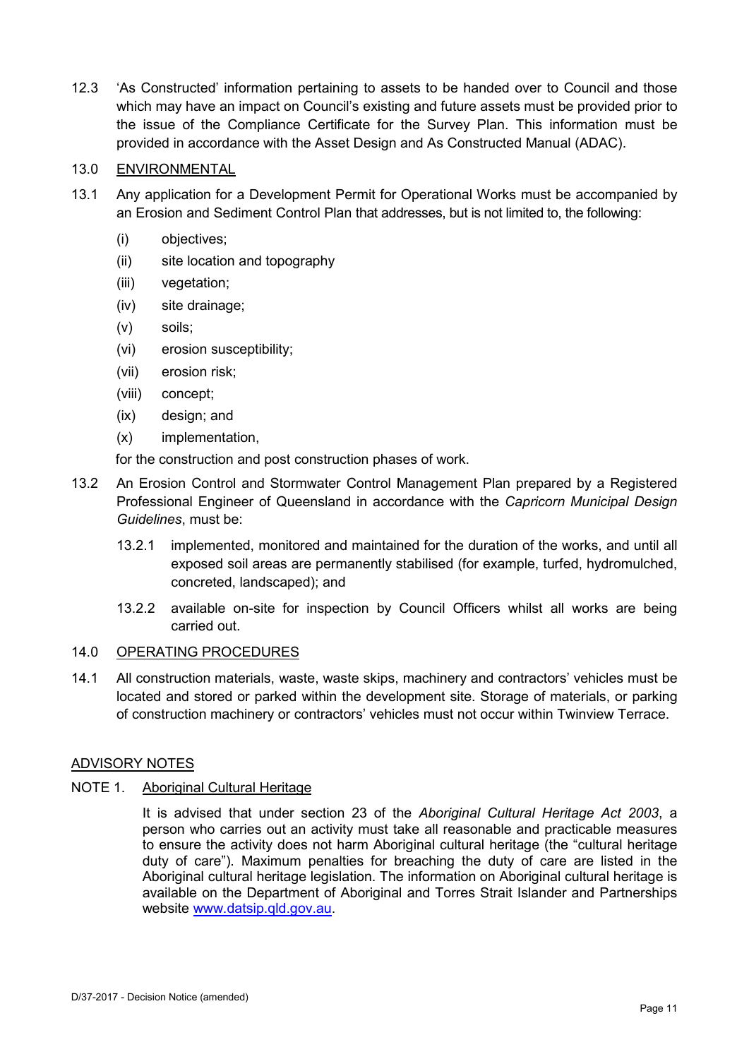12.3 'As Constructed' information pertaining to assets to be handed over to Council and those which may have an impact on Council's existing and future assets must be provided prior to the issue of the Compliance Certificate for the Survey Plan. This information must be provided in accordance with the Asset Design and As Constructed Manual (ADAC).

13.0 <u>ENVIRONMENTAL</u>

13.1 Any application for a Development Permit for Operational Works must be accompanied by an Erosion and Sediment Control Plan that addresses, but is not limited to, the following:

(i) objectives;

(ii) site location and topography

(iii) vegetation;

(iv) site drainage;

(v) soils;

(vi) erosion susceptibility;

(vii) erosion risk;

(viii) concept;

(ix) design; and

(x) implementation,

for the construction and post construction phases of work.

13.2 An Erosion Control and Stormwater Control Management Plan prepared by a Registered Professional Engineer of Queensland in accordance with the *Capricorn Municipal Design Guidelines*, must be:

13.2.1 implemented, monitored and maintained for the duration of the works, and until all exposed soil areas are permanently stabilised (for example, turfed, hydromulched, concreted, landscaped); and

13.2.2 available on-site for inspection by Council Officers whilst all works are being carried out.

14.0 <u>OPERATING PROCEDURES</u>

14.1 All construction materials, waste, waste skips, machinery and contractors' vehicles must be located and stored or parked within the development site. Storage of materials, or parking of construction machinery or contractors' vehicles must not occur within Twinview Terrace.

<u>ADVISORY NOTES</u>

NOTE 1. <u>Aboriginal Cultural Heritage</u>

It is advised that under section 23 of the *Aboriginal Cultural Heritage Act 2003*, a person who carries out an activity must take all reasonable and practicable measures to ensure the activity does not harm Aboriginal cultural heritage (the "cultural heritage duty of care"). Maximum penalties for breaching the duty of care are listed in the Aboriginal cultural heritage legislation. The information on Aboriginal cultural heritage is available on the Department of Aboriginal and Torres Strait Islander and Partnerships website www.datsip.qld.gov.au.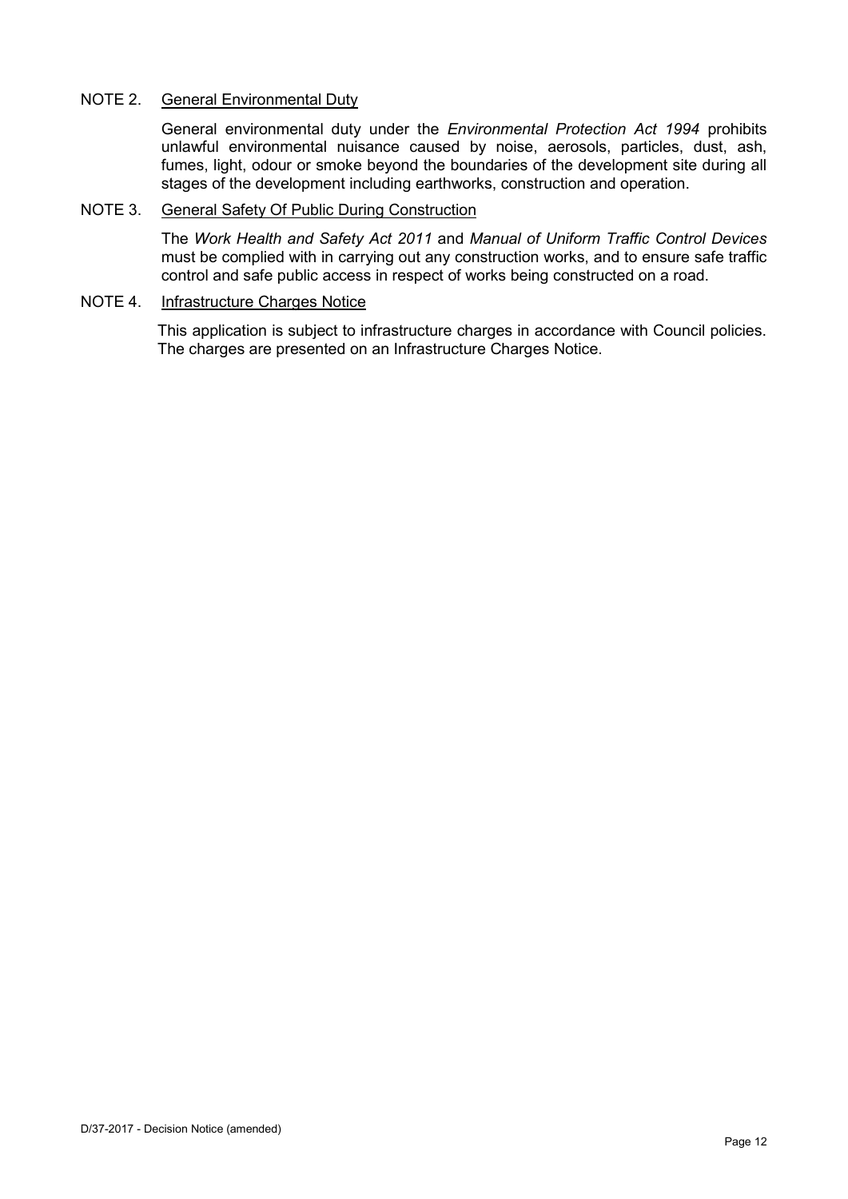NOTE 2. <u>General Environmental Duty</u>

General environmental duty under the *Environmental Protection Act 1994* prohibits unlawful environmental nuisance caused by noise, aerosols, particles, dust, ash, fumes, light, odour or smoke beyond the boundaries of the development site during all stages of the development including earthworks, construction and operation.

NOTE 3. <u>General Safety Of Public During Construction</u>

The *Work Health and Safety Act 2011* and *Manual of Uniform Traffic Control Devices* must be complied with in carrying out any construction works, and to ensure safe traffic control and safe public access in respect of works being constructed on a road.

NOTE 4. <u>Infrastructure Charges Notice</u>

This application is subject to infrastructure charges in accordance with Council policies. The charges are presented on an Infrastructure Charges Notice.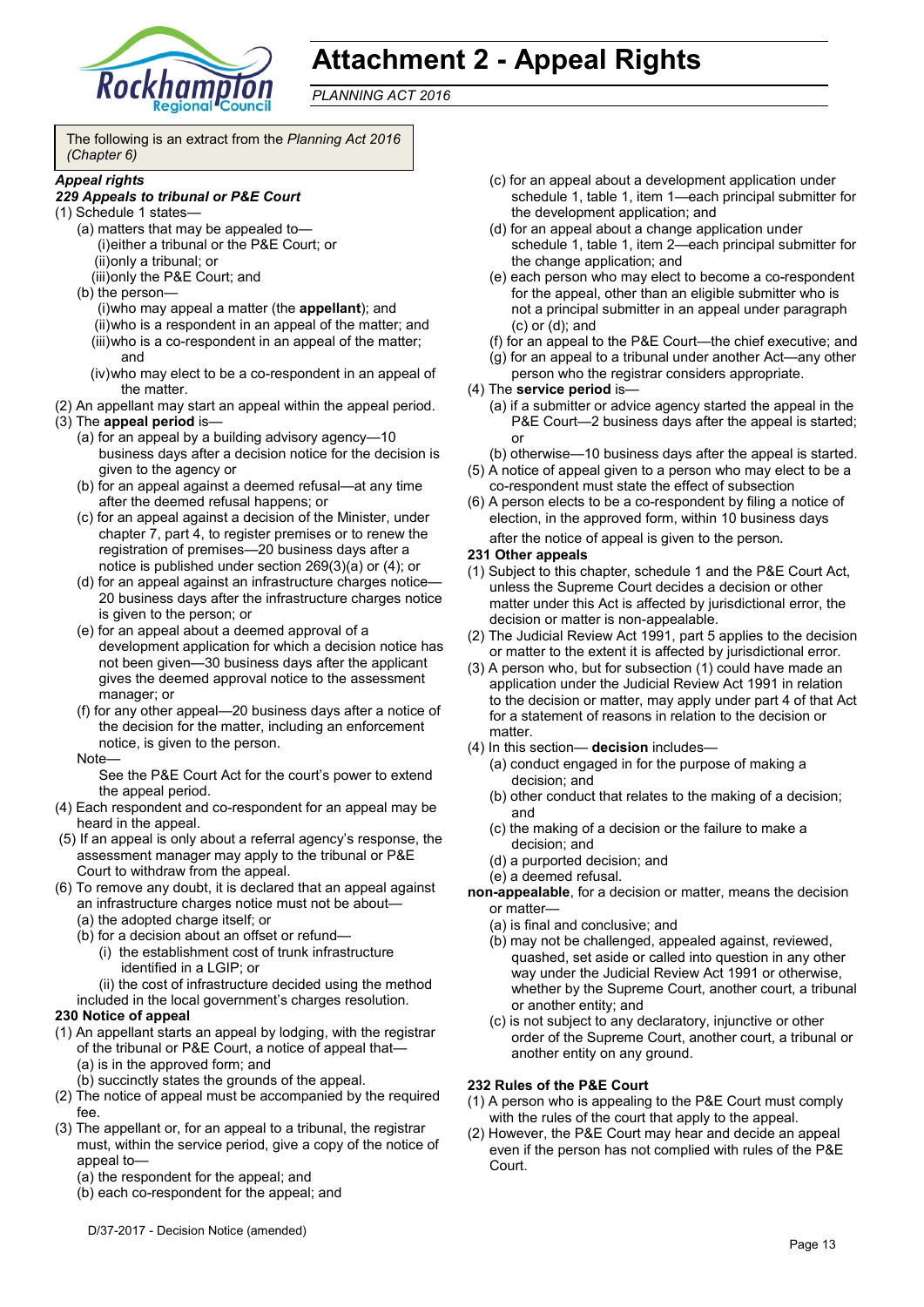# Attachment 2 - Appeal Rights

*PLANNING ACT 2016*

The following is an extract from the *Planning Act 2016 (Chapter 6)*

***Appeal rights***

***229 Appeals to tribunal or P&E Court***

(1) Schedule 1 states—

(a) matters that may be appealed to—

(i) either a tribunal or the P&E Court; or

(ii) only a tribunal; or

(iii) only the P&E Court; and

(b) the person—

(i) who may appeal a matter (the **appellant**); and

(ii) who is a respondent in an appeal of the matter; and

(iii) who is a co-respondent in an appeal of the matter; and

(iv) who may elect to be a co-respondent in an appeal of the matter.

(2) An appellant may start an appeal within the appeal period.

(3) The **appeal period** is—

(a) for an appeal by a building advisory agency—10 business days after a decision notice for the decision is given to the agency or

(b) for an appeal against a deemed refusal—at any time after the deemed refusal happens; or

(c) for an appeal against a decision of the Minister, under chapter 7, part 4, to register premises or to renew the registration of premises—20 business days after a notice is published under section 269(3)(a) or (4); or

(d) for an appeal against an infrastructure charges notice—20 business days after the infrastructure charges notice is given to the person; or

(e) for an appeal about a deemed approval of a development application for which a decision notice has not been given—30 business days after the applicant gives the deemed approval notice to the assessment manager; or

(f) for any other appeal—20 business days after a notice of the decision for the matter, including an enforcement notice, is given to the person.

Note—

See the P&E Court Act for the court's power to extend the appeal period.

(4) Each respondent and co-respondent for an appeal may be heard in the appeal.

(5) If an appeal is only about a referral agency's response, the assessment manager may apply to the tribunal or P&E Court to withdraw from the appeal.

(6) To remove any doubt, it is declared that an appeal against an infrastructure charges notice must not be about—

(a) the adopted charge itself; or

(b) for a decision about an offset or refund—

(i) the establishment cost of trunk infrastructure identified in a LGIP; or

(ii) the cost of infrastructure decided using the method included in the local government's charges resolution.

**230 Notice of appeal**

(1) An appellant starts an appeal by lodging, with the registrar of the tribunal or P&E Court, a notice of appeal that—

(a) is in the approved form; and

(b) succinctly states the grounds of the appeal.

(2) The notice of appeal must be accompanied by the required fee.

(3) The appellant or, for an appeal to a tribunal, the registrar must, within the service period, give a copy of the notice of appeal to—

(a) the respondent for the appeal; and

(b) each co-respondent for the appeal; and

(c) for an appeal about a development application under schedule 1, table 1, item 1—each principal submitter for the development application; and

(d) for an appeal about a change application under schedule 1, table 1, item 2—each principal submitter for the change application; and

(e) each person who may elect to become a co-respondent for the appeal, other than an eligible submitter who is not a principal submitter in an appeal under paragraph (c) or (d); and

(f) for an appeal to the P&E Court—the chief executive; and

(g) for an appeal to a tribunal under another Act—any other person who the registrar considers appropriate.

(4) The **service period** is—

(a) if a submitter or advice agency started the appeal in the P&E Court—2 business days after the appeal is started; or

(b) otherwise—10 business days after the appeal is started.

(5) A notice of appeal given to a person who may elect to be a co-respondent must state the effect of subsection

(6) A person elects to be a co-respondent by filing a notice of election, in the approved form, within 10 business days after the notice of appeal is given to the person.

**231 Other appeals**

(1) Subject to this chapter, schedule 1 and the P&E Court Act, unless the Supreme Court decides a decision or other matter under this Act is affected by jurisdictional error, the decision or matter is non-appealable.

(2) The Judicial Review Act 1991, part 5 applies to the decision or matter to the extent it is affected by jurisdictional error.

(3) A person who, but for subsection (1) could have made an application under the Judicial Review Act 1991 in relation to the decision or matter, may apply under part 4 of that Act for a statement of reasons in relation to the decision or matter.

(4) In this section— **decision** includes—

(a) conduct engaged in for the purpose of making a decision; and

(b) other conduct that relates to the making of a decision; and

(c) the making of a decision or the failure to make a decision; and

(d) a purported decision; and

(e) a deemed refusal.

**non-appealable**, for a decision or matter, means the decision or matter—

(a) is final and conclusive; and

(b) may not be challenged, appealed against, reviewed, quashed, set aside or called into question in any other way under the Judicial Review Act 1991 or otherwise, whether by the Supreme Court, another court, a tribunal or another entity; and

(c) is not subject to any declaratory, injunctive or other order of the Supreme Court, another court, a tribunal or another entity on any ground.

**232 Rules of the P&E Court**

(1) A person who is appealing to the P&E Court must comply with the rules of the court that apply to the appeal.

(2) However, the P&E Court may hear and decide an appeal even if the person has not complied with rules of the P&E Court.

D/37-2017 - Decision Notice (amended)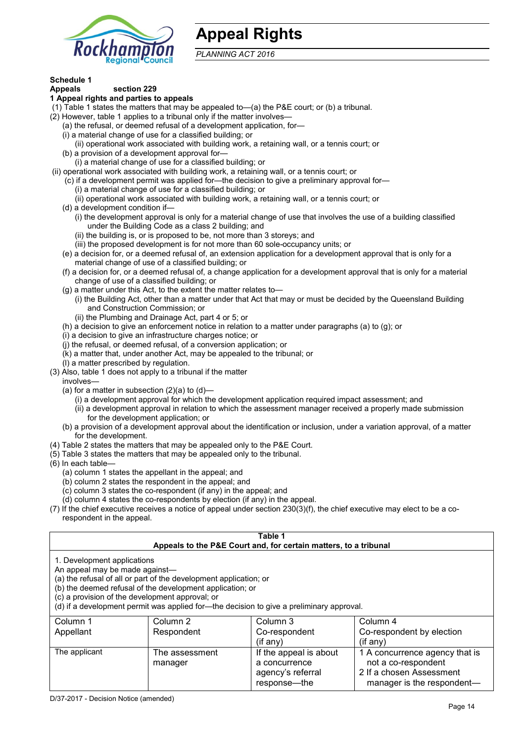# Appeal Rights

*PLANNING ACT 2016*

**Schedule 1**
**Appeals section 229**

**1 Appeal rights and parties to appeals**

(1) Table 1 states the matters that may be appealed to—(a) the P&E court; or (b) a tribunal.

(2) However, table 1 applies to a tribunal only if the matter involves—

(a) the refusal, or deemed refusal of a development application, for—

(i) a material change of use for a classified building; or

(ii) operational work associated with building work, a retaining wall, or a tennis court; or

(b) a provision of a development approval for—

(i) a material change of use for a classified building; or

(ii) operational work associated with building work, a retaining wall, or a tennis court; or

(c) if a development permit was applied for—the decision to give a preliminary approval for—

(i) a material change of use for a classified building; or

(ii) operational work associated with building work, a retaining wall, or a tennis court; or

(d) a development condition if—

(i) the development approval is only for a material change of use that involves the use of a building classified under the Building Code as a class 2 building; and

(ii) the building is, or is proposed to be, not more than 3 storeys; and

(iii) the proposed development is for not more than 60 sole-occupancy units; or

(e) a decision for, or a deemed refusal of, an extension application for a development approval that is only for a material change of use of a classified building; or

(f) a decision for, or a deemed refusal of, a change application for a development approval that is only for a material change of use of a classified building; or

(g) a matter under this Act, to the extent the matter relates to—

(i) the Building Act, other than a matter under that Act that may or must be decided by the Queensland Building and Construction Commission; or

(ii) the Plumbing and Drainage Act, part 4 or 5; or

(h) a decision to give an enforcement notice in relation to a matter under paragraphs (a) to (g); or

(i) a decision to give an infrastructure charges notice; or

(j) the refusal, or deemed refusal, of a conversion application; or

(k) a matter that, under another Act, may be appealed to the tribunal; or

(l) a matter prescribed by regulation.

(3) Also, table 1 does not apply to a tribunal if the matter involves—

(a) for a matter in subsection (2)(a) to (d)—

(i) a development approval for which the development application required impact assessment; and

(ii) a development approval in relation to which the assessment manager received a properly made submission for the development application; or

(b) a provision of a development approval about the identification or inclusion, under a variation approval, of a matter for the development.

(4) Table 2 states the matters that may be appealed only to the P&E Court.

(5) Table 3 states the matters that may be appealed only to the tribunal.

(6) In each table—

(a) column 1 states the appellant in the appeal; and

(b) column 2 states the respondent in the appeal; and

(c) column 3 states the co-respondent (if any) in the appeal; and

(d) column 4 states the co-respondents by election (if any) in the appeal.

(7) If the chief executive receives a notice of appeal under section 230(3)(f), the chief executive may elect to be a co-respondent in the appeal.

**Table 1**
**Appeals to the P&E Court and, for certain matters, to a tribunal**

1. Development applications

An appeal may be made against—

(a) the refusal of all or part of the development application; or

(b) the deemed refusal of the development application; or

(c) a provision of the development approval; or

(d) if a development permit was applied for—the decision to give a preliminary approval.

| Column 1<br>Appellant | Column 2<br>Respondent | Column 3<br>Co-respondent<br>(if any) | Column 4<br>Co-respondent by election<br>(if any) |
|---|---|---|---|
| The applicant | The assessment manager | If the appeal is about a concurrence agency's referral response—the | 1 A concurrence agency that is not a co-respondent<br>2 If a chosen Assessment manager is the respondent— |

D/37-2017 - Decision Notice (amended)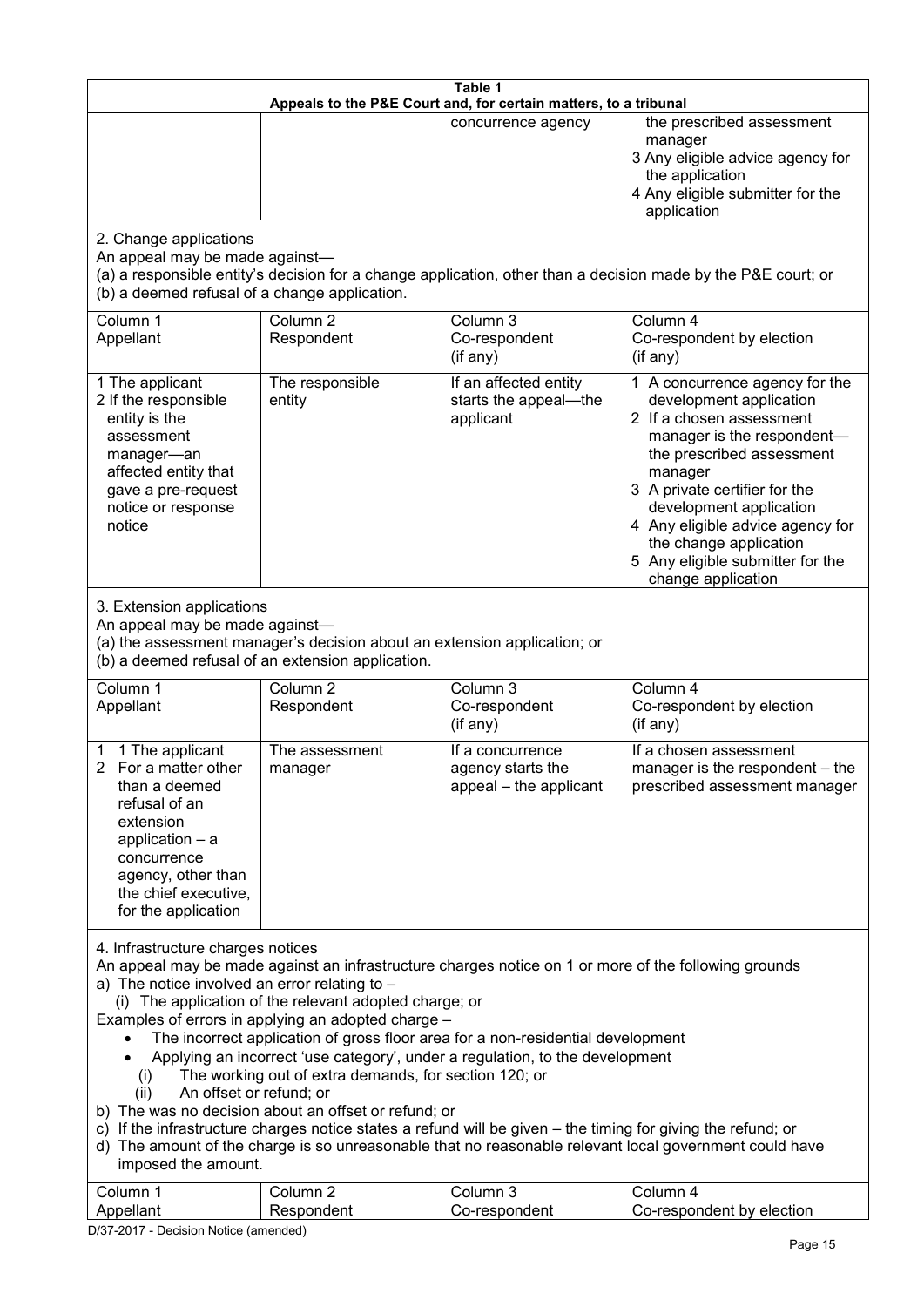**Table 1**
**Appeals to the P&E Court and, for certain matters, to a tribunal**

| | | | |
|---|---|---|---|
| | | concurrence agency | the prescribed assessment manager<br>3 Any eligible advice agency for the application<br>4 Any eligible submitter for the application |

2. Change applications

An appeal may be made against—

(a) a responsible entity's decision for a change application, other than a decision made by the P&E court; or

(b) a deemed refusal of a change application.

| Column 1<br>Appellant | Column 2<br>Respondent | Column 3<br>Co-respondent<br>(if any) | Column 4<br>Co-respondent by election<br>(if any) |
|---|---|---|---|
| 1 The applicant<br>2 If the responsible entity is the assessment manager—an affected entity that gave a pre-request notice or response notice | The responsible entity | If an affected entity starts the appeal—the applicant | 1 A concurrence agency for the development application<br>2 If a chosen assessment manager is the respondent—the prescribed assessment manager<br>3 A private certifier for the development application<br>4 Any eligible advice agency for the change application<br>5 Any eligible submitter for the change application |

3. Extension applications

An appeal may be made against—

(a) the assessment manager's decision about an extension application; or

(b) a deemed refusal of an extension application.

| Column 1<br>Appellant | Column 2<br>Respondent | Column 3<br>Co-respondent<br>(if any) | Column 4<br>Co-respondent by election<br>(if any) |
|---|---|---|---|
| 1 1 The applicant<br>2 For a matter other than a deemed refusal of an extension application – a concurrence agency, other than the chief executive, for the application | The assessment manager | If a concurrence agency starts the appeal – the applicant | If a chosen assessment manager is the respondent – the prescribed assessment manager |

4. Infrastructure charges notices

An appeal may be made against an infrastructure charges notice on 1 or more of the following grounds

a) The notice involved an error relating to –

(i) The application of the relevant adopted charge; or

Examples of errors in applying an adopted charge –

- The incorrect application of gross floor area for a non-residential development
- Applying an incorrect 'use category', under a regulation, to the development

(i) The working out of extra demands, for section 120; or

(ii) An offset or refund; or

b) The was no decision about an offset or refund; or

c) If the infrastructure charges notice states a refund will be given – the timing for giving the refund; or

d) The amount of the charge is so unreasonable that no reasonable relevant local government could have imposed the amount.

| Column 1<br>Appellant | Column 2<br>Respondent | Column 3<br>Co-respondent | Column 4<br>Co-respondent by election |
|---|---|---|---|

D/37-2017 - Decision Notice (amended)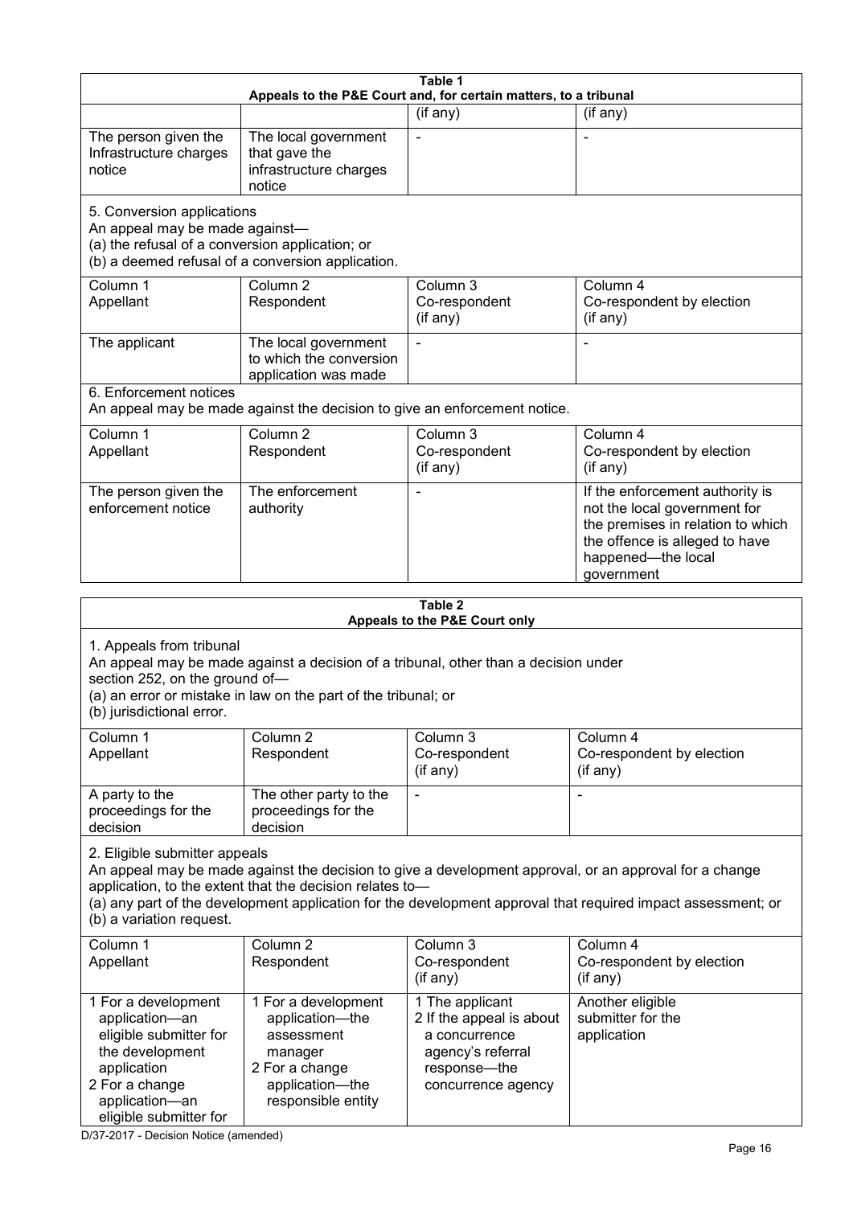**Table 1**
**Appeals to the P&E Court and, for certain matters, to a tribunal**

| | | (if any) | (if any) |
|---|---|---|---|
| The person given the Infrastructure charges notice | The local government that gave the infrastructure charges notice | - | - |

5. Conversion applications
An appeal may be made against—
(a) the refusal of a conversion application; or
(b) a deemed refusal of a conversion application.

| Column 1 Appellant | Column 2 Respondent | Column 3 Co-respondent (if any) | Column 4 Co-respondent by election (if any) |
|---|---|---|---|
| The applicant | The local government to which the conversion application was made | - | - |

6. Enforcement notices
An appeal may be made against the decision to give an enforcement notice.

| Column 1 Appellant | Column 2 Respondent | Column 3 Co-respondent (if any) | Column 4 Co-respondent by election (if any) |
|---|---|---|---|
| The person given the enforcement notice | The enforcement authority | - | If the enforcement authority is not the local government for the premises in relation to which the offence is alleged to have happened—the local government |

**Table 2**
**Appeals to the P&E Court only**

1. Appeals from tribunal
An appeal may be made against a decision of a tribunal, other than a decision under section 252, on the ground of—
(a) an error or mistake in law on the part of the tribunal; or
(b) jurisdictional error.

| Column 1 Appellant | Column 2 Respondent | Column 3 Co-respondent (if any) | Column 4 Co-respondent by election (if any) |
|---|---|---|---|
| A party to the proceedings for the decision | The other party to the proceedings for the decision | - | - |

2. Eligible submitter appeals
An appeal may be made against the decision to give a development approval, or an approval for a change application, to the extent that the decision relates to—
(a) any part of the development application for the development approval that required impact assessment; or
(b) a variation request.

| Column 1 Appellant | Column 2 Respondent | Column 3 Co-respondent (if any) | Column 4 Co-respondent by election (if any) |
|---|---|---|---|
| 1 For a development application—an eligible submitter for the development application<br>2 For a change application—an eligible submitter for | 1 For a development application—the assessment manager<br>2 For a change application—the responsible entity | 1 The applicant<br>2 If the appeal is about a concurrence agency's referral response—the concurrence agency | Another eligible submitter for the application |

D/37-2017 - Decision Notice (amended)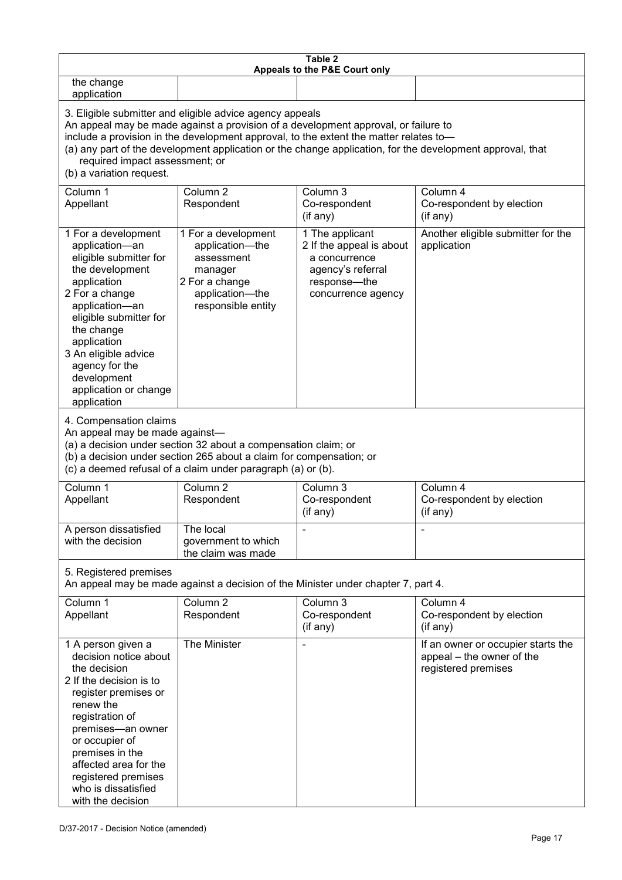**Table 2**
**Appeals to the P&E Court only**

| | | | |
|---|---|---|---|
| the change application | | | |

3. Eligible submitter and eligible advice agency appeals
An appeal may be made against a provision of a development approval, or failure to include a provision in the development approval, to the extent the matter relates to—
(a) any part of the development application or the change application, for the development approval, that required impact assessment; or
(b) a variation request.

| Column 1<br>Appellant | Column 2<br>Respondent | Column 3<br>Co-respondent<br>(if any) | Column 4<br>Co-respondent by election<br>(if any) |
|---|---|---|---|
| 1 For a development application—an eligible submitter for the development application<br>2 For a change application—an eligible submitter for the change application<br>3 An eligible advice agency for the development application or change application | 1 For a development application—the assessment manager<br>2 For a change application—the responsible entity | 1 The applicant<br>2 If the appeal is about a concurrence agency's referral response—the concurrence agency | Another eligible submitter for the application |

4. Compensation claims
An appeal may be made against—
(a) a decision under section 32 about a compensation claim; or
(b) a decision under section 265 about a claim for compensation; or
(c) a deemed refusal of a claim under paragraph (a) or (b).

| Column 1<br>Appellant | Column 2<br>Respondent | Column 3<br>Co-respondent<br>(if any) | Column 4<br>Co-respondent by election<br>(if any) |
|---|---|---|---|
| A person dissatisfied with the decision | The local government to which the claim was made | - | - |

5. Registered premises
An appeal may be made against a decision of the Minister under chapter 7, part 4.

| Column 1<br>Appellant | Column 2<br>Respondent | Column 3<br>Co-respondent<br>(if any) | Column 4<br>Co-respondent by election<br>(if any) |
|---|---|---|---|
| 1 A person given a decision notice about the decision<br>2 If the decision is to register premises or renew the registration of premises—an owner or occupier of premises in the affected area for the registered premises who is dissatisfied with the decision | The Minister | - | If an owner or occupier starts the appeal – the owner of the registered premises |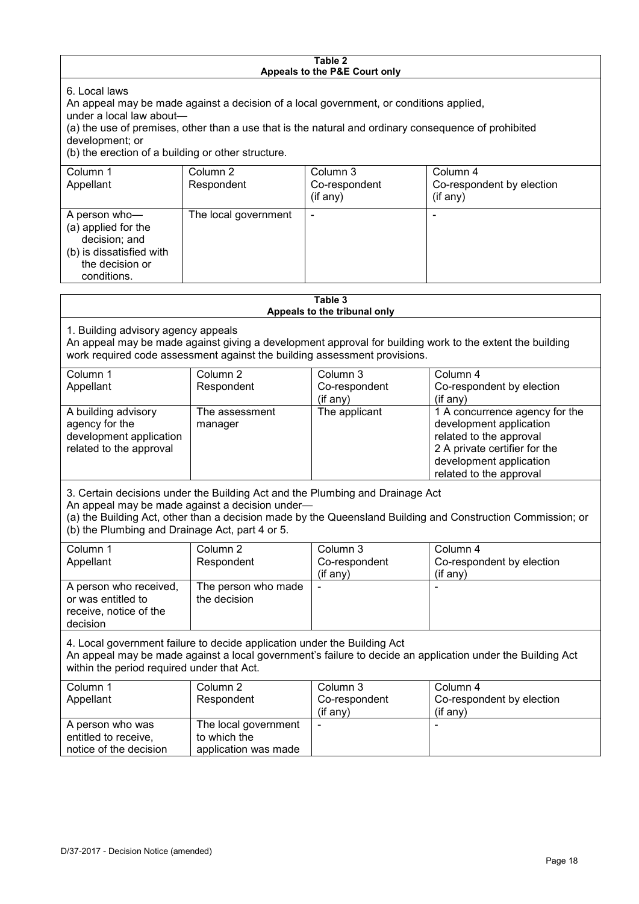**Table 2**
**Appeals to the P&E Court only**

6. Local laws
An appeal may be made against a decision of a local government, or conditions applied, under a local law about—
(a) the use of premises, other than a use that is the natural and ordinary consequence of prohibited development; or
(b) the erection of a building or other structure.

| Column 1<br>Appellant | Column 2<br>Respondent | Column 3<br>Co-respondent<br>(if any) | Column 4<br>Co-respondent by election<br>(if any) |
|---|---|---|---|
| A person who—<br>(a) applied for the decision; and<br>(b) is dissatisfied with the decision or conditions. | The local government | - | - |

**Table 3**
**Appeals to the tribunal only**

1. Building advisory agency appeals
An appeal may be made against giving a development approval for building work to the extent the building work required code assessment against the building assessment provisions.

| Column 1<br>Appellant | Column 2<br>Respondent | Column 3<br>Co-respondent<br>(if any) | Column 4<br>Co-respondent by election<br>(if any) |
|---|---|---|---|
| A building advisory agency for the development application related to the approval | The assessment manager | The applicant | 1 A concurrence agency for the development application related to the approval<br>2 A private certifier for the development application related to the approval |

3. Certain decisions under the Building Act and the Plumbing and Drainage Act
An appeal may be made against a decision under—
(a) the Building Act, other than a decision made by the Queensland Building and Construction Commission; or
(b) the Plumbing and Drainage Act, part 4 or 5.

| Column 1<br>Appellant | Column 2<br>Respondent | Column 3<br>Co-respondent<br>(if any) | Column 4<br>Co-respondent by election<br>(if any) |
|---|---|---|---|
| A person who received, or was entitled to receive, notice of the decision | The person who made the decision | - | - |

4. Local government failure to decide application under the Building Act
An appeal may be made against a local government's failure to decide an application under the Building Act within the period required under that Act.

| Column 1<br>Appellant | Column 2<br>Respondent | Column 3<br>Co-respondent<br>(if any) | Column 4<br>Co-respondent by election<br>(if any) |
|---|---|---|---|
| A person who was entitled to receive, notice of the decision | The local government to which the application was made | - | - |

D/37-2017 - Decision Notice (amended)